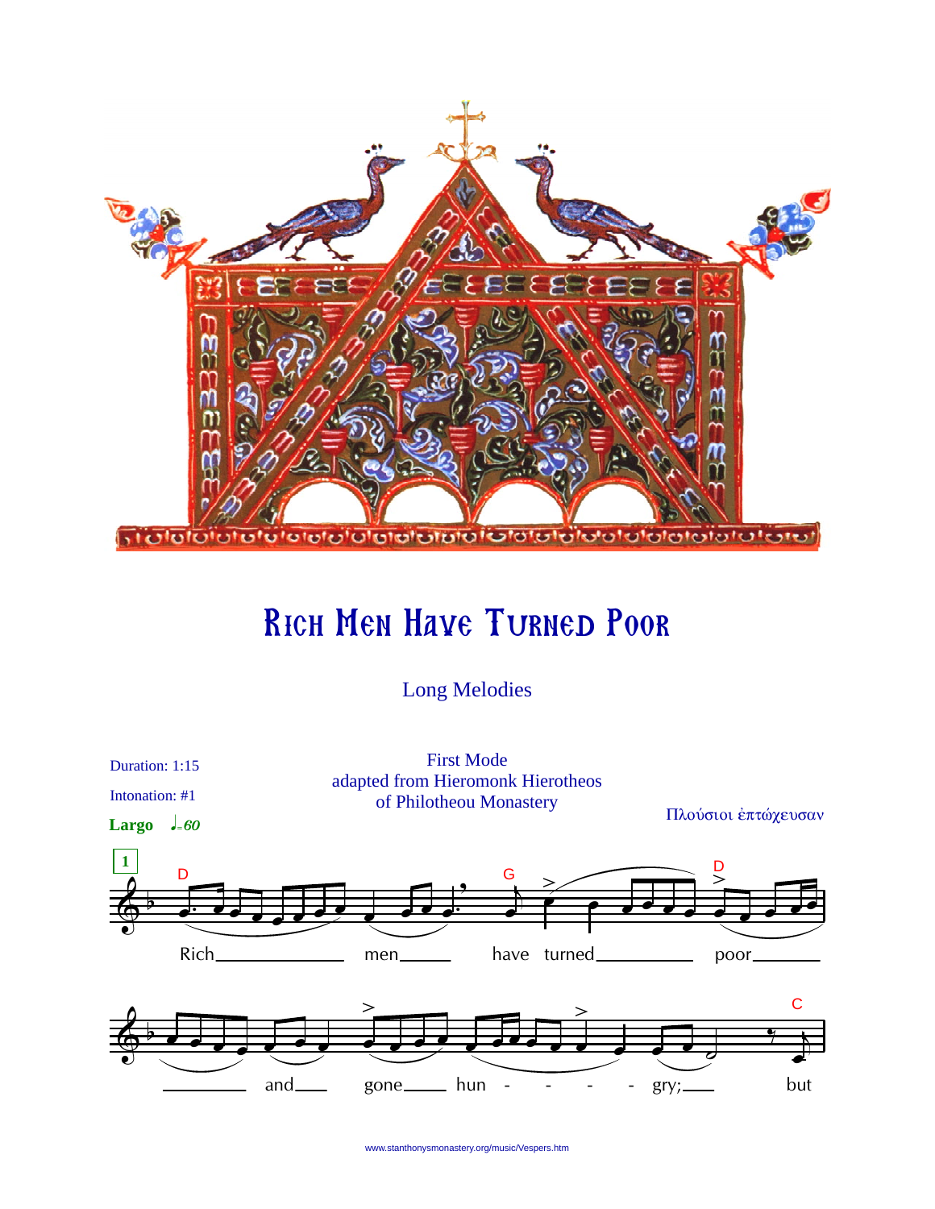# Rich Men Have Turned Poor

Long Melodies

Duration: 1:15

Intonation: #1

**Largo** ♩=60

First Mode
adapted from Hieromonk Hierotheos
of Philotheou Monastery

Πλούσιοι ἐπτώχευσαν

Rich men have turned poor and gone hun - - - - gry; but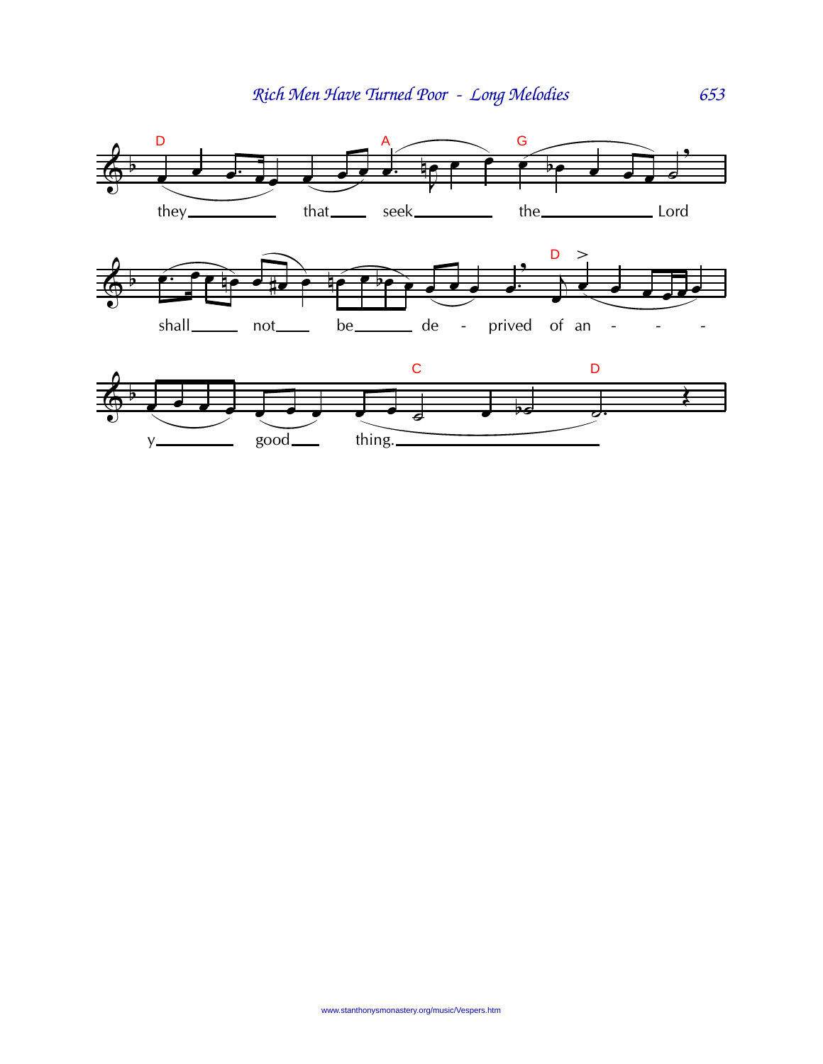they that seek the Lord

shall not be de - prived of an - - - y good thing.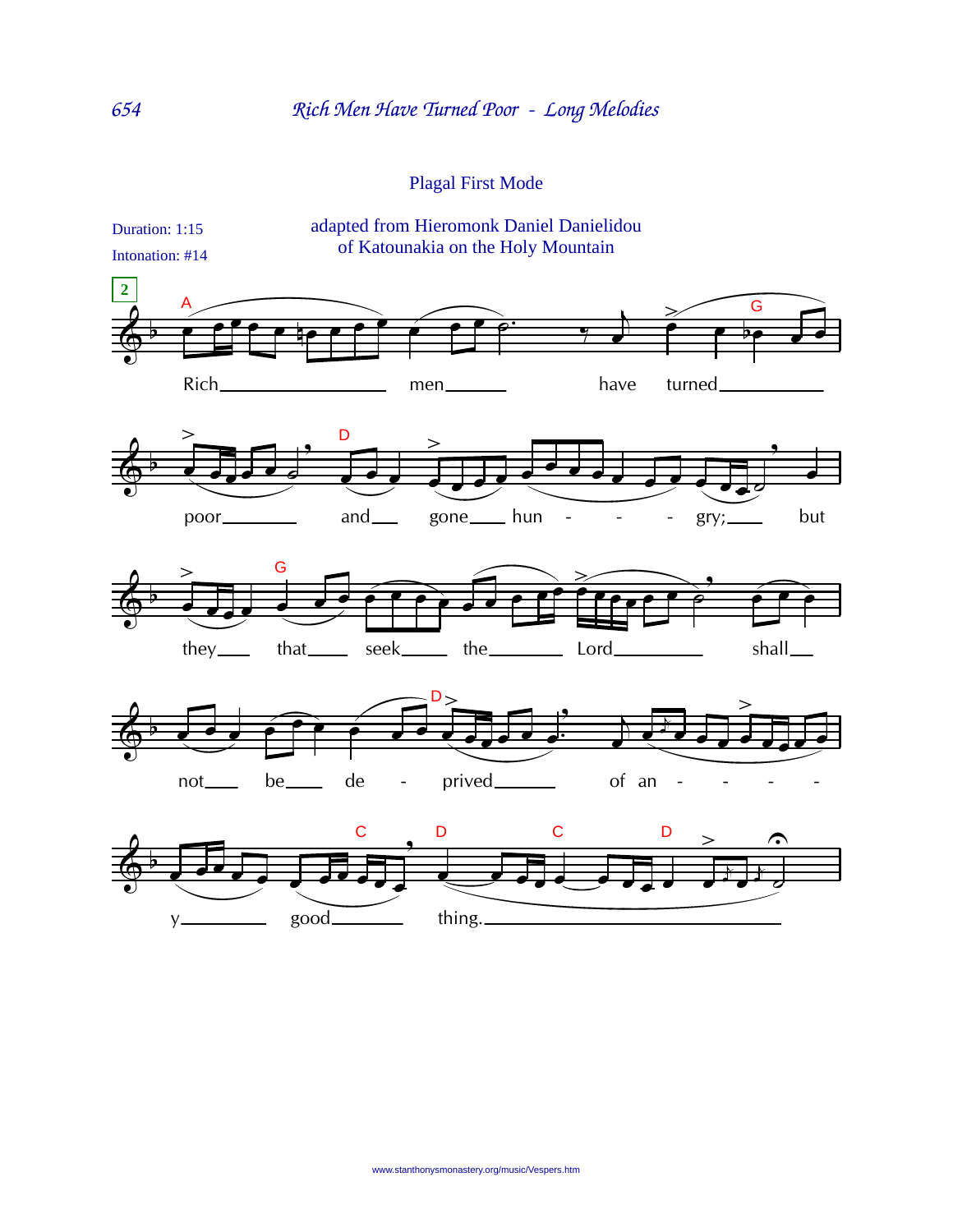## Plagal First Mode

Duration: 1:15

Intonation: #14

adapted from Hieromonk Daniel Danielidou
of Katounakia on the Holy Mountain

2

Rich men have turned poor and gone hungry; but they that seek the Lord shall not be deprived of any good thing.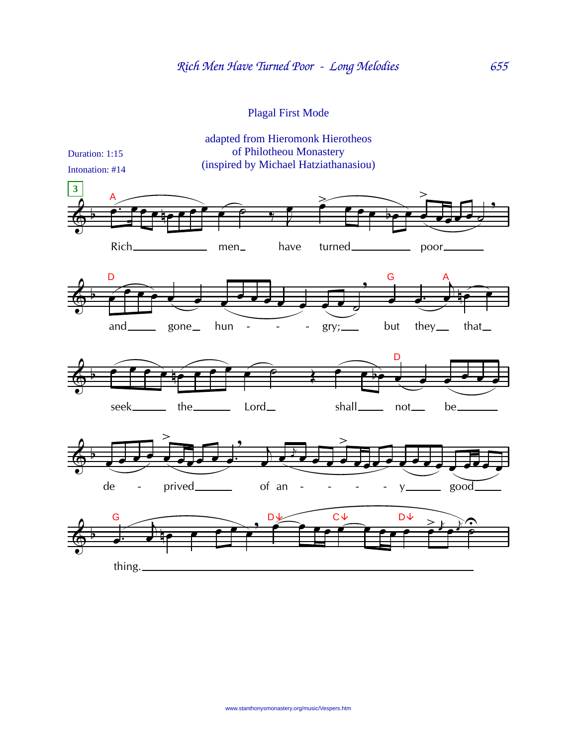Plagal First Mode

adapted from Hieromonk Hierotheos
of Philotheou Monastery
(inspired by Michael Hatziathanasiou)

Duration: 1:15

Intonation: #14

3

Rich men have turned poor and gone hungry; but they that seek the Lord shall not be deprived of any good thing.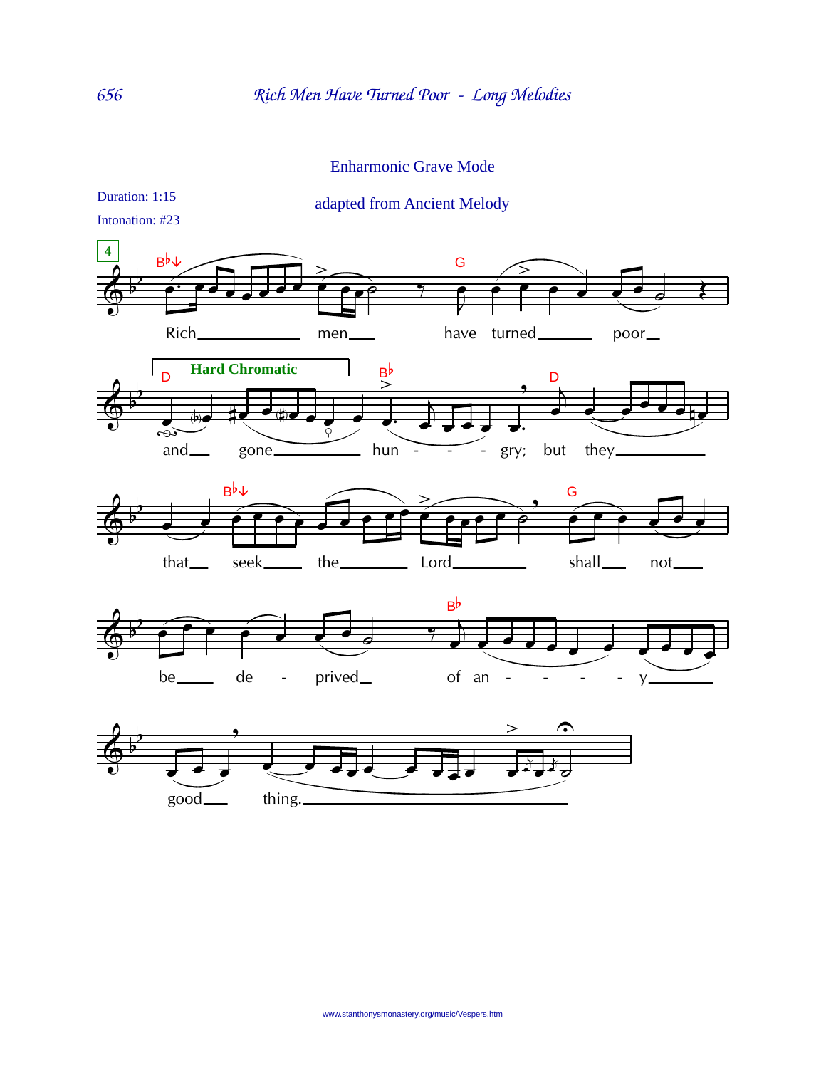Enharmonic Grave Mode

Duration: 1:15

Intonation: #23

adapted from Ancient Melody

4

Rich men have turned poor and gone hungry; but they that seek the Lord shall not be deprived of any good thing.

www.stanthonysmonastery.org/music/Vespers.htm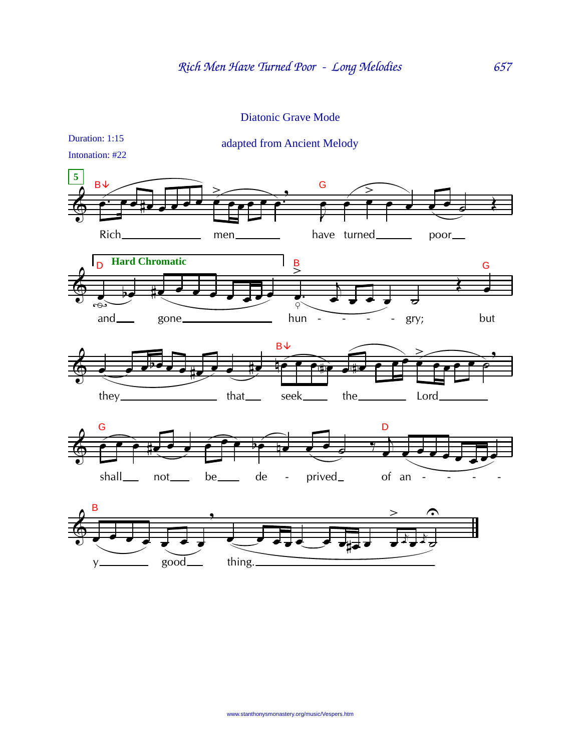Diatonic Grave Mode

Duration: 1:15

Intonation: #22

adapted from Ancient Melody

5

Rich men have turned poor and gone hungry; but they that seek the Lord shall not be deprived of any good thing.

Hard Chromatic